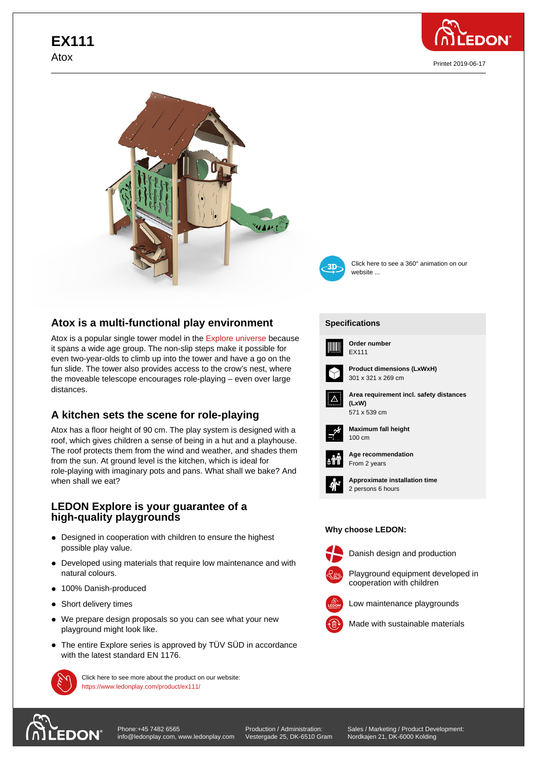# EX111

Atox

Printet 2019-06-17

Click here to see a 360° animation on our website ...

## Atox is a multi-functional play environment

Atox is a popular single tower model in the Explore universe because it spans a wide age group. The non-slip steps make it possible for even two-year-olds to climb up into the tower and have a go on the fun slide. The tower also provides access to the crow's nest, where the moveable telescope encourages role-playing – even over large distances.

## A kitchen sets the scene for role-playing

Atox has a floor height of 90 cm. The play system is designed with a roof, which gives children a sense of being in a hut and a playhouse. The roof protects them from the wind and weather, and shades them from the sun. At ground level is the kitchen, which is ideal for role-playing with imaginary pots and pans. What shall we bake? And when shall we eat?

## LEDON Explore is your guarantee of a high-quality playgrounds

- Designed in cooperation with children to ensure the highest possible play value.
- Developed using materials that require low maintenance and with natural colours.
- 100% Danish-produced
- Short delivery times
- We prepare design proposals so you can see what your new playground might look like.
- The entire Explore series is approved by TÜV SÜD in accordance with the latest standard EN 1176.

Click here to see more about the product on our website:
https://www.ledonplay.com/product/ex111/

## Specifications

**Order number**
EX111

**Product dimensions (LxWxH)**
301 x 321 x 269 cm

**Area requirement incl. safety distances (LxW)**
571 x 539 cm

**Maximum fall height**
100 cm

**Age recommendation**
From 2 years

**Approximate installation time**
2 persons 6 hours

### Why choose LEDON:

- Danish design and production
- Playground equipment developed in cooperation with children
- Low maintenance playgrounds
- Made with sustainable materials

Phone:+45 7482 6565
info@ledonplay.com, www.ledonplay.com

Production / Administration:
Vestergade 25, DK-6510 Gram

Sales / Marketing / Product Development:
Nordkajen 21, DK-6000 Kolding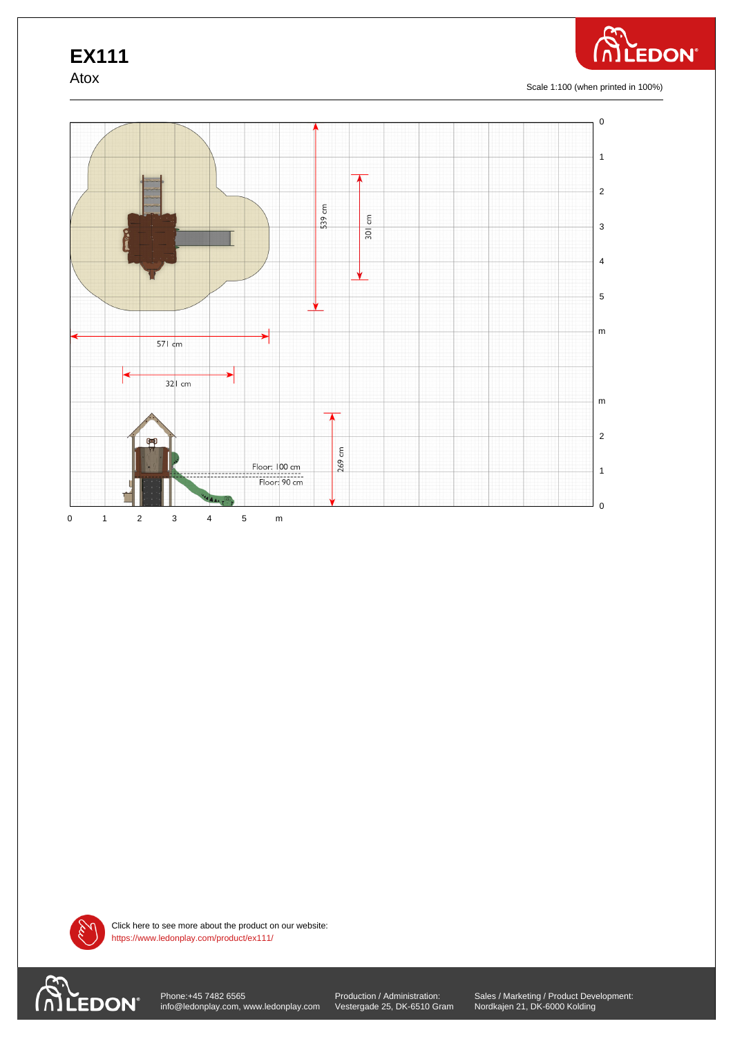# EX111

Atox

Scale 1:100 (when printed in 100%)

539 cm

301 cm

571 cm

321 cm

269 cm

Floor: 100 cm

Floor: 90 cm

0
1
2
3
4
5
m

m
2
1
0

0 1 2 3 4 5 m

Click here to see more about the product on our website:
https://www.ledonplay.com/product/ex111/

Phone:+45 7482 6565
info@ledonplay.com, www.ledonplay.com

Production / Administration:
Vestergade 25, DK-6510 Gram

Sales / Marketing / Product Development:
Nordkajen 21, DK-6000 Kolding